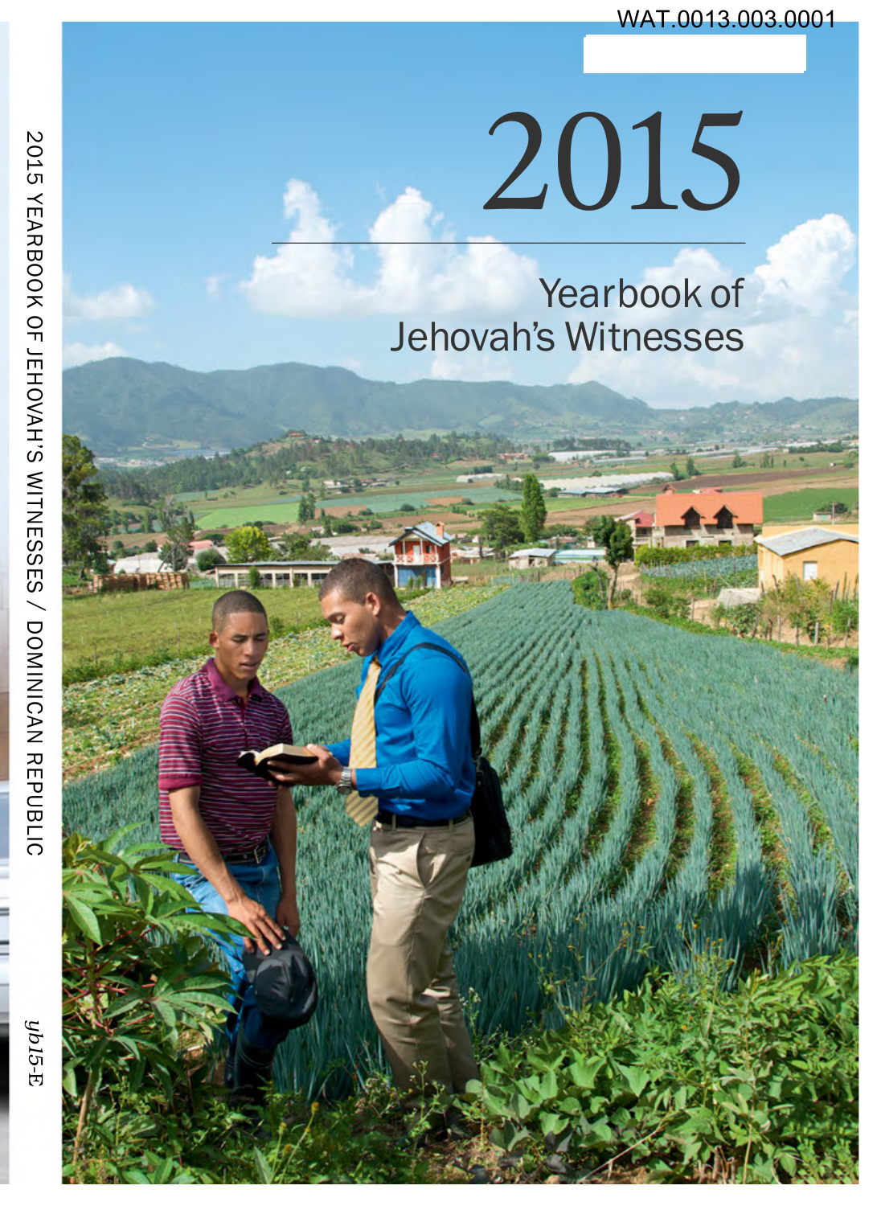WAT.0013.003.0001

# 2015

## Yearbook of Jehovah's Witnesses

2015 YEARBOOK OF JEHOVAH'S WITNESSES / DOMINICAN REPUBLIC

*yb15-E*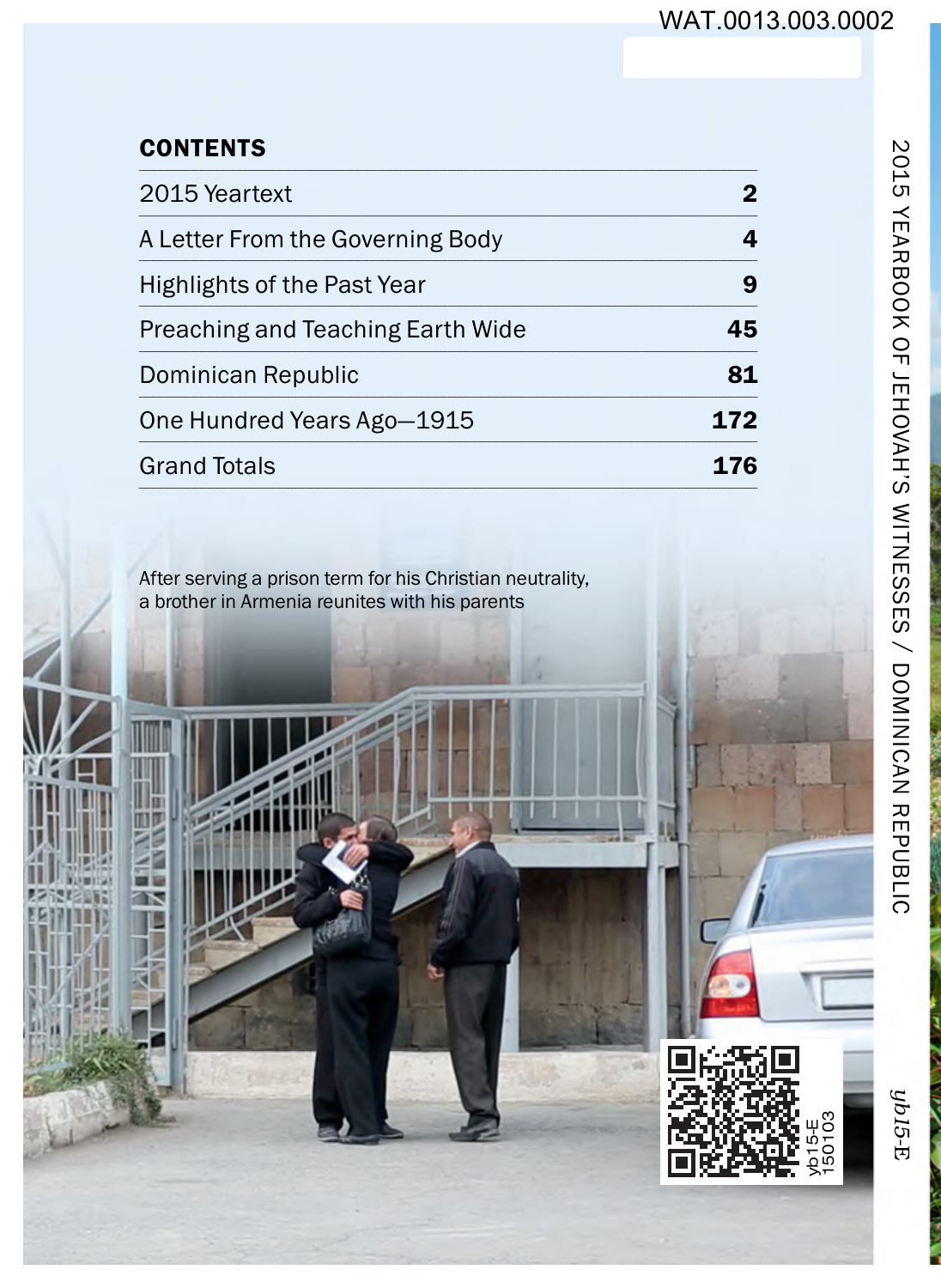WAT.0013.003.0002

## CONTENTS

| | |
|---|---|
| 2015 Yeartext | **2** |
| A Letter From the Governing Body | **4** |
| Highlights of the Past Year | **9** |
| Preaching and Teaching Earth Wide | **45** |
| Dominican Republic | **81** |
| One Hundred Years Ago—1915 | **172** |
| Grand Totals | **176** |

After serving a prison term for his Christian neutrality, a brother in Armenia reunites with his parents

2015 YEARBOOK OF JEHOVAH'S WITNESSES / DOMINICAN REPUBLIC

yb15-E
150103

*yb15-E*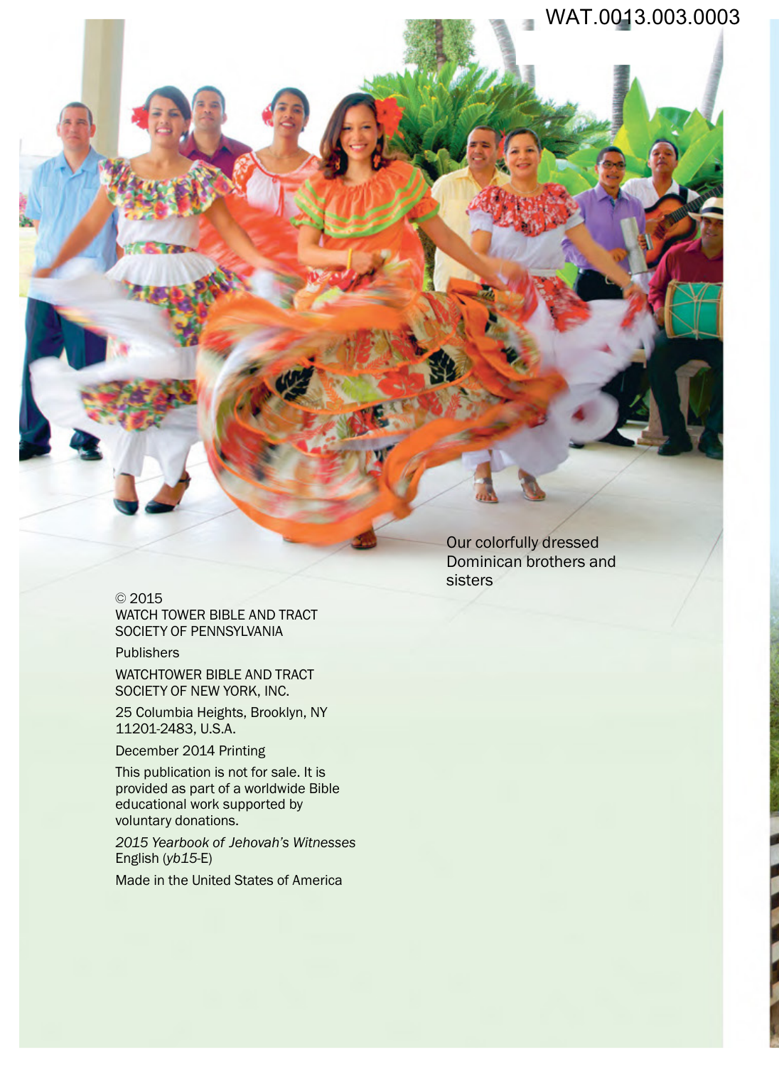Our colorfully dressed Dominican brothers and sisters

© 2015
WATCH TOWER BIBLE AND TRACT SOCIETY OF PENNSYLVANIA

Publishers

WATCHTOWER BIBLE AND TRACT SOCIETY OF NEW YORK, INC.

25 Columbia Heights, Brooklyn, NY 11201-2483, U.S.A.

December 2014 Printing

This publication is not for sale. It is provided as part of a worldwide Bible educational work supported by voluntary donations.

*2015 Yearbook of Jehovah's Witnesses*
English (*yb15*-E)

Made in the United States of America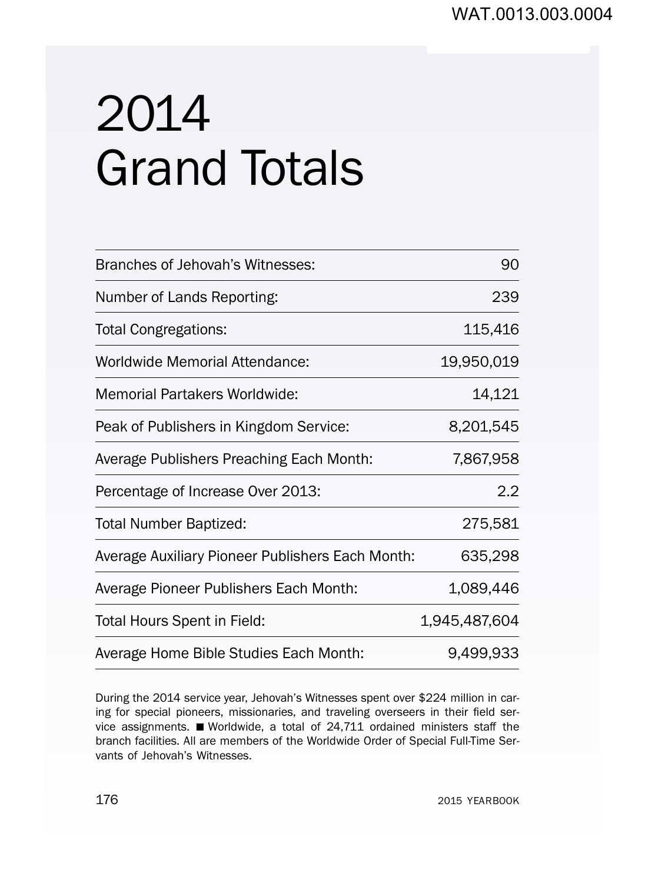# 2014 Grand Totals

| | |
|---|---|
| Branches of Jehovah's Witnesses: | 90 |
| Number of Lands Reporting: | 239 |
| Total Congregations: | 115,416 |
| Worldwide Memorial Attendance: | 19,950,019 |
| Memorial Partakers Worldwide: | 14,121 |
| Peak of Publishers in Kingdom Service: | 8,201,545 |
| Average Publishers Preaching Each Month: | 7,867,958 |
| Percentage of Increase Over 2013: | 2.2 |
| Total Number Baptized: | 275,581 |
| Average Auxiliary Pioneer Publishers Each Month: | 635,298 |
| Average Pioneer Publishers Each Month: | 1,089,446 |
| Total Hours Spent in Field: | 1,945,487,604 |
| Average Home Bible Studies Each Month: | 9,499,933 |

During the 2014 service year, Jehovah's Witnesses spent over $224 million in caring for special pioneers, missionaries, and traveling overseers in their field service assignments. ■ Worldwide, a total of 24,711 ordained ministers staff the branch facilities. All are members of the Worldwide Order of Special Full-Time Servants of Jehovah's Witnesses.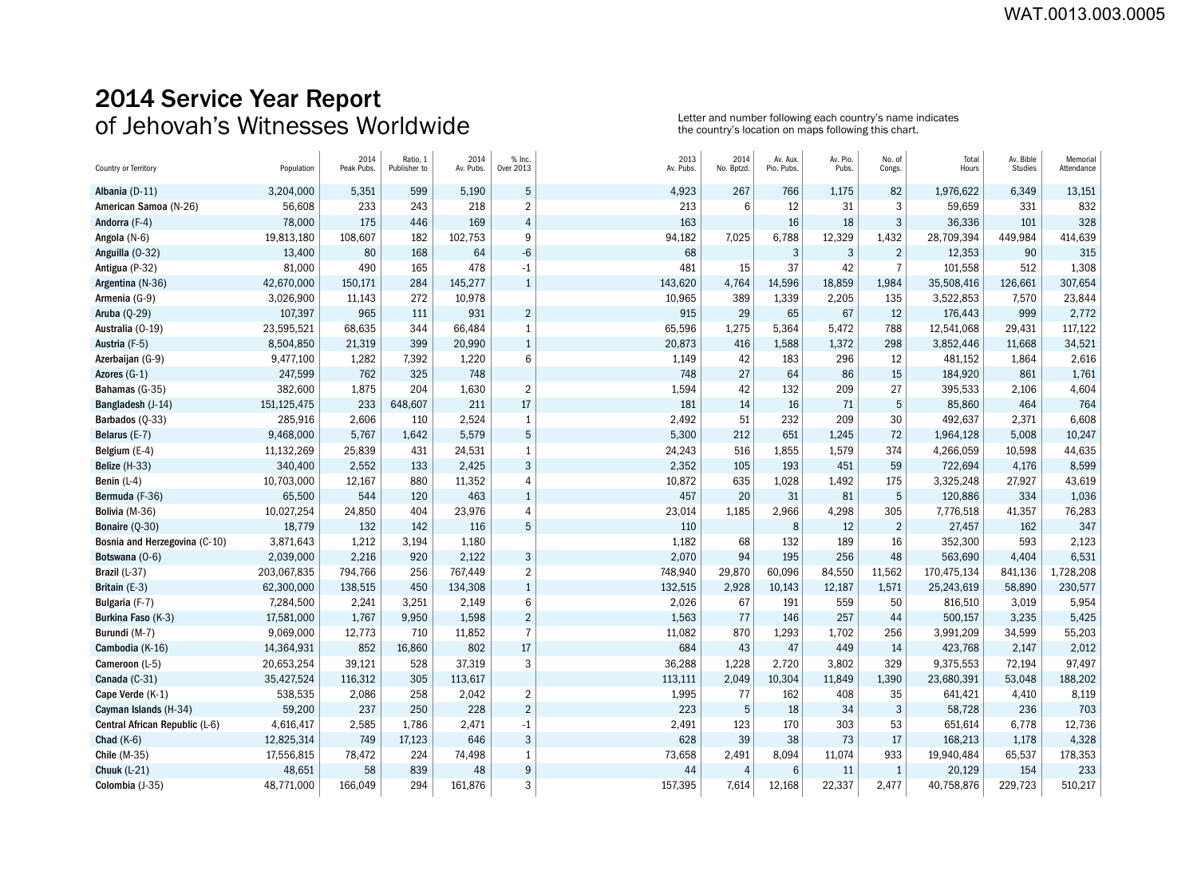# 2014 Service Year Report
## of Jehovah's Witnesses Worldwide

Letter and number following each country's name indicates the country's location on maps following this chart.

| Country or Territory | Population | 2014 Peak Pubs. | Ratio, 1 Publisher to | 2014 Av. Pubs. | % Inc. Over 2013 | 2013 Av. Pubs. | 2014 No. Bptzd. | Av. Aux. Pio. Pubs. | Av. Pio. Pubs. | No. of Congs. | Total Hours | Av. Bible Studies | Memorial Attendance |
|---|---|---|---|---|---|---|---|---|---|---|---|---|---|
| **Albania** (D-11) | 3,204,000 | 5,351 | 599 | 5,190 | 5 | 4,923 | 267 | 766 | 1,175 | 82 | 1,976,622 | 6,349 | 13,151 |
| **American Samoa** (N-26) | 56,608 | 233 | 243 | 218 | 2 | 213 | 6 | 12 | 31 | 3 | 59,659 | 331 | 832 |
| **Andorra** (F-4) | 78,000 | 175 | 446 | 169 | 4 | 163 | | 16 | 18 | 3 | 36,336 | 101 | 328 |
| **Angola** (N-6) | 19,813,180 | 108,607 | 182 | 102,753 | 9 | 94,182 | 7,025 | 6,788 | 12,329 | 1,432 | 28,709,394 | 449,984 | 414,639 |
| **Anguilla** (O-32) | 13,400 | 80 | 168 | 64 | -6 | 68 | | 3 | 3 | 2 | 12,353 | 90 | 315 |
| **Antigua** (P-32) | 81,000 | 490 | 165 | 478 | -1 | 481 | 15 | 37 | 42 | 7 | 101,558 | 512 | 1,308 |
| **Argentina** (N-36) | 42,670,000 | 150,171 | 284 | 145,277 | 1 | 143,620 | 4,764 | 14,596 | 18,859 | 1,984 | 35,508,416 | 126,661 | 307,654 |
| **Armenia** (G-9) | 3,026,900 | 11,143 | 272 | 10,978 | | 10,965 | 389 | 1,339 | 2,205 | 135 | 3,522,853 | 7,570 | 23,844 |
| **Aruba** (Q-29) | 107,397 | 965 | 111 | 931 | 2 | 915 | 29 | 65 | 67 | 12 | 176,443 | 999 | 2,772 |
| **Australia** (O-19) | 23,595,521 | 68,635 | 344 | 66,484 | 1 | 65,596 | 1,275 | 5,364 | 5,472 | 788 | 12,541,068 | 29,431 | 117,122 |
| **Austria** (F-5) | 8,504,850 | 21,319 | 399 | 20,990 | 1 | 20,873 | 416 | 1,588 | 1,372 | 298 | 3,852,446 | 11,668 | 34,521 |
| **Azerbaijan** (G-9) | 9,477,100 | 1,282 | 7,392 | 1,220 | 6 | 1,149 | 42 | 183 | 296 | 12 | 481,152 | 1,864 | 2,616 |
| **Azores** (G-1) | 247,599 | 762 | 325 | 748 | | 748 | 27 | 64 | 86 | 15 | 184,920 | 861 | 1,761 |
| **Bahamas** (G-35) | 382,600 | 1,875 | 204 | 1,630 | 2 | 1,594 | 42 | 132 | 209 | 27 | 395,533 | 2,106 | 4,604 |
| **Bangladesh** (J-14) | 151,125,475 | 233 | 648,607 | 211 | 17 | 181 | 14 | 16 | 71 | 5 | 85,860 | 464 | 764 |
| **Barbados** (Q-33) | 285,916 | 2,606 | 110 | 2,524 | 1 | 2,492 | 51 | 232 | 209 | 30 | 492,637 | 2,371 | 6,608 |
| **Belarus** (E-7) | 9,468,000 | 5,767 | 1,642 | 5,579 | 5 | 5,300 | 212 | 651 | 1,245 | 72 | 1,964,128 | 5,008 | 10,247 |
| **Belgium** (E-4) | 11,132,269 | 25,839 | 431 | 24,531 | 1 | 24,243 | 516 | 1,855 | 1,579 | 374 | 4,266,059 | 10,598 | 44,635 |
| **Belize** (H-33) | 340,400 | 2,552 | 133 | 2,425 | 3 | 2,352 | 105 | 193 | 451 | 59 | 722,694 | 4,176 | 8,599 |
| **Benin** (L-4) | 10,703,000 | 12,167 | 880 | 11,352 | 4 | 10,872 | 635 | 1,028 | 1,492 | 175 | 3,325,248 | 27,927 | 43,619 |
| **Bermuda** (F-36) | 65,500 | 544 | 120 | 463 | 1 | 457 | 20 | 31 | 81 | 5 | 120,886 | 334 | 1,036 |
| **Bolivia** (M-36) | 10,027,254 | 24,850 | 404 | 23,976 | 4 | 23,014 | 1,185 | 2,966 | 4,298 | 305 | 7,776,518 | 41,357 | 76,283 |
| **Bonaire** (Q-30) | 18,779 | 132 | 142 | 116 | 5 | 110 | | 8 | 12 | 2 | 27,457 | 162 | 347 |
| **Bosnia and Herzegovina** (C-10) | 3,871,643 | 1,212 | 3,194 | 1,180 | | 1,182 | 68 | 132 | 189 | 16 | 352,300 | 593 | 2,123 |
| **Botswana** (O-6) | 2,039,000 | 2,216 | 920 | 2,122 | 3 | 2,070 | 94 | 195 | 256 | 48 | 563,690 | 4,404 | 6,531 |
| **Brazil** (L-37) | 203,067,835 | 794,766 | 256 | 767,449 | 2 | 748,940 | 29,870 | 60,096 | 84,550 | 11,562 | 170,475,134 | 841,136 | 1,728,208 |
| **Britain** (E-3) | 62,300,000 | 138,515 | 450 | 134,308 | 1 | 132,515 | 2,928 | 10,143 | 12,187 | 1,571 | 25,243,619 | 58,890 | 230,577 |
| **Bulgaria** (F-7) | 7,284,500 | 2,241 | 3,251 | 2,149 | 6 | 2,026 | 67 | 191 | 559 | 50 | 816,510 | 3,019 | 5,954 |
| **Burkina Faso** (K-3) | 17,581,000 | 1,767 | 9,950 | 1,598 | 2 | 1,563 | 77 | 146 | 257 | 44 | 500,157 | 3,235 | 5,425 |
| **Burundi** (M-7) | 9,069,000 | 12,773 | 710 | 11,852 | 7 | 11,082 | 870 | 1,293 | 1,702 | 256 | 3,991,209 | 34,599 | 55,203 |
| **Cambodia** (K-16) | 14,364,931 | 852 | 16,860 | 802 | 17 | 684 | 43 | 47 | 449 | 14 | 423,768 | 2,147 | 2,012 |
| **Cameroon** (L-5) | 20,653,254 | 39,121 | 528 | 37,319 | 3 | 36,288 | 1,228 | 2,720 | 3,802 | 329 | 9,375,553 | 72,194 | 97,497 |
| **Canada** (C-31) | 35,427,524 | 116,312 | 305 | 113,617 | | 113,111 | 2,049 | 10,304 | 11,849 | 1,390 | 23,680,391 | 53,048 | 188,202 |
| **Cape Verde** (K-1) | 538,535 | 2,086 | 258 | 2,042 | 2 | 1,995 | 77 | 162 | 408 | 35 | 641,421 | 4,410 | 8,119 |
| **Cayman Islands** (H-34) | 59,200 | 237 | 250 | 228 | 2 | 223 | 5 | 18 | 34 | 3 | 58,728 | 236 | 703 |
| **Central African Republic** (L-6) | 4,616,417 | 2,585 | 1,786 | 2,471 | -1 | 2,491 | 123 | 170 | 303 | 53 | 651,614 | 6,778 | 12,736 |
| **Chad** (K-6) | 12,825,314 | 749 | 17,123 | 646 | 3 | 628 | 39 | 38 | 73 | 17 | 168,213 | 1,178 | 4,328 |
| **Chile** (M-35) | 17,556,815 | 78,472 | 224 | 74,498 | 1 | 73,658 | 2,491 | 8,094 | 11,074 | 933 | 19,940,484 | 65,537 | 178,353 |
| **Chuuk** (L-21) | 48,651 | 58 | 839 | 48 | 9 | 44 | 4 | 6 | 11 | 1 | 20,129 | 154 | 233 |
| **Colombia** (J-35) | 48,771,000 | 166,049 | 294 | 161,876 | 3 | 157,395 | 7,614 | 12,168 | 22,337 | 2,477 | 40,758,876 | 229,723 | 510,217 |